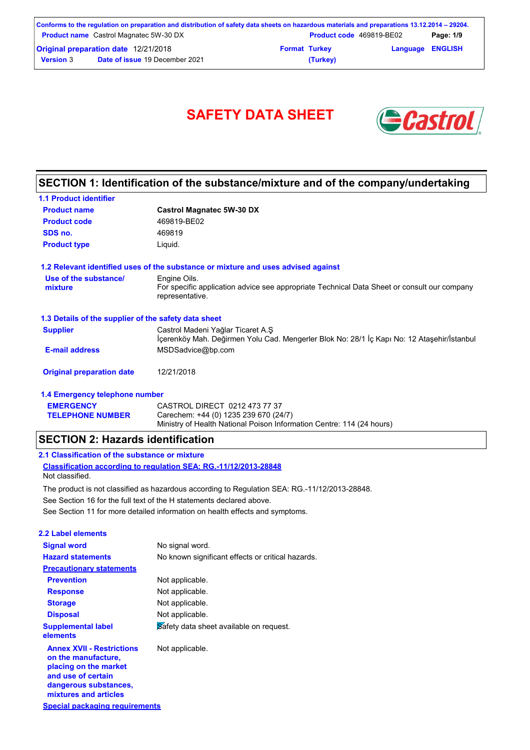# SAFETY DATA SHEET

## SECTION 1: Identification of the substance/mixture and of the company/undertaking

### 1.1 Product identifier

| | |
|---|---|
| **Product name** | **Castrol Magnatec 5W-30 DX** |
| **Product code** | 469819-BE02 |
| **SDS no.** | 469819 |
| **Product type** | Liquid. |

### 1.2 Relevant identified uses of the substance or mixture and uses advised against

| | |
|---|---|
| **Use of the substance/ mixture** | Engine Oils. For specific application advice see appropriate Technical Data Sheet or consult our company representative. |

### 1.3 Details of the supplier of the safety data sheet

| | |
|---|---|
| **Supplier** | Castrol Madeni Yağlar Ticaret A.Ş İçerenköy Mah. Değirmen Yolu Cad. Mengerler Blok No: 28/1 İç Kapı No: 12 Ataşehir/İstanbul |
| **E-mail address** | MSDSadvice@bp.com |
| **Original preparation date** | 12/21/2018 |

### 1.4 Emergency telephone number

| | |
|---|---|
| **EMERGENCY TELEPHONE NUMBER** | CASTROL DIRECT 0212 473 77 37<br>Carechem: +44 (0) 1235 239 670 (24/7)<br>Ministry of Health National Poison Information Centre: 114 (24 hours) |

## SECTION 2: Hazards identification

### 2.1 Classification of the substance or mixture

**Classification according to regulation SEA: RG.-11/12/2013-28848**

Not classified.

The product is not classified as hazardous according to Regulation SEA: RG.-11/12/2013-28848.

See Section 16 for the full text of the H statements declared above.

See Section 11 for more detailed information on health effects and symptoms.

### 2.2 Label elements

| | |
|---|---|
| **Signal word** | No signal word. |
| **Hazard statements** | No known significant effects or critical hazards. |
| **Precautionary statements** | |
| **Prevention** | Not applicable. |
| **Response** | Not applicable. |
| **Storage** | Not applicable. |
| **Disposal** | Not applicable. |
| **Supplemental label elements** | Safety data sheet available on request. |
| **Annex XVII - Restrictions on the manufacture, placing on the market and use of certain dangerous substances, mixtures and articles** | Not applicable. |

**Special packaging requirements**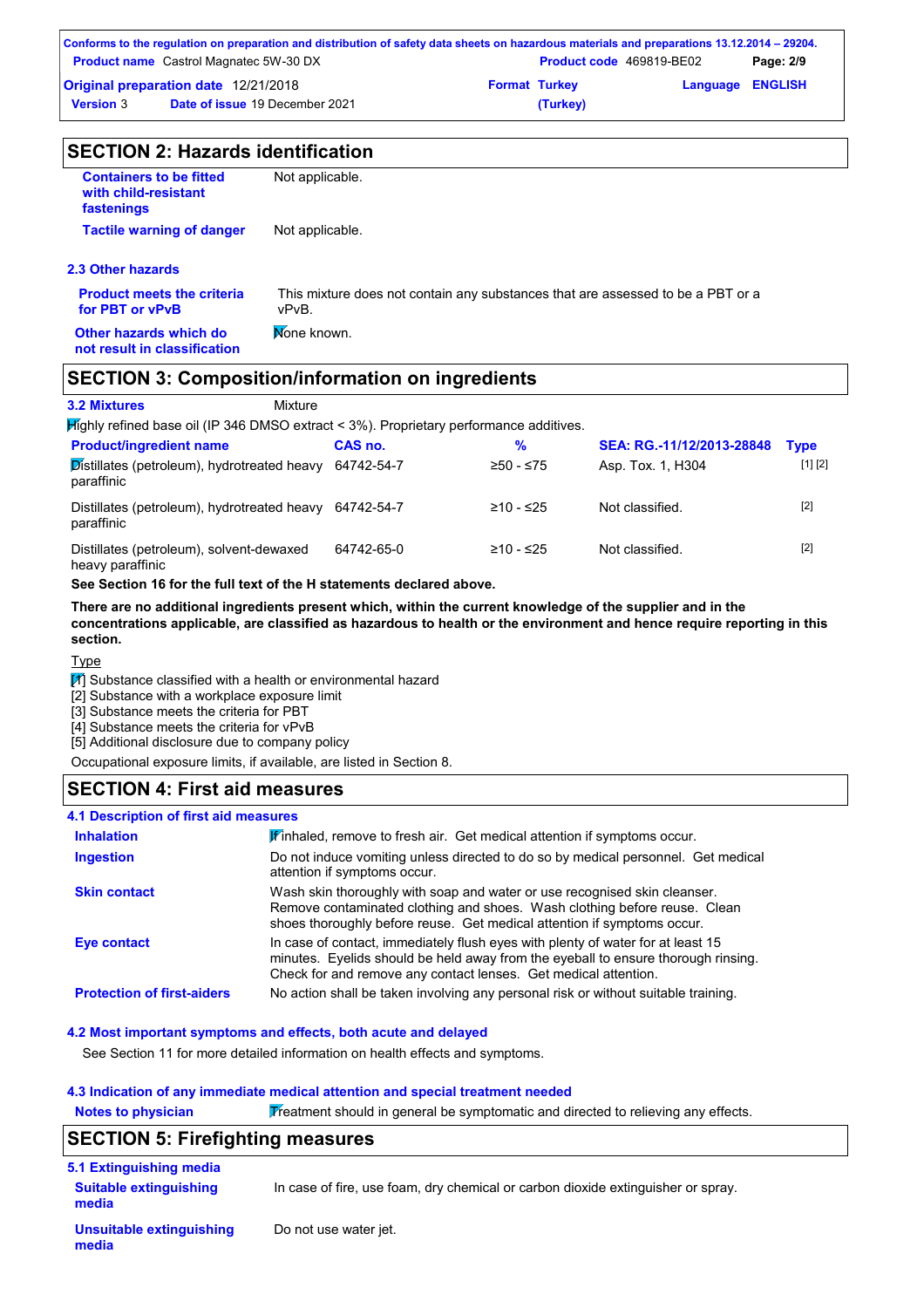## SECTION 2: Hazards identification

**Containers to be fitted with child-resistant fastenings**: Not applicable.

**Tactile warning of danger**: Not applicable.

### 2.3 Other hazards

**Product meets the criteria for PBT or vPvB**: This mixture does not contain any substances that are assessed to be a PBT or a vPvB.

**Other hazards which do not result in classification**: None known.

## SECTION 3: Composition/information on ingredients

**3.2 Mixtures** Mixture

Highly refined base oil (IP 346 DMSO extract < 3%). Proprietary performance additives.

| Product/ingredient name | CAS no. | % | SEA: RG.-11/12/2013-28848 | Type |
|---|---|---|---|---|
| Distillates (petroleum), hydrotreated heavy paraffinic | 64742-54-7 | ≥50 - ≤75 | Asp. Tox. 1, H304 | [1] [2] |
| Distillates (petroleum), hydrotreated heavy paraffinic | 64742-54-7 | ≥10 - ≤25 | Not classified. | [2] |
| Distillates (petroleum), solvent-dewaxed heavy paraffinic | 64742-65-0 | ≥10 - ≤25 | Not classified. | [2] |

**See Section 16 for the full text of the H statements declared above.**

**There are no additional ingredients present which, within the current knowledge of the supplier and in the concentrations applicable, are classified as hazardous to health or the environment and hence require reporting in this section.**

Type

[1] Substance classified with a health or environmental hazard
[2] Substance with a workplace exposure limit
[3] Substance meets the criteria for PBT
[4] Substance meets the criteria for vPvB
[5] Additional disclosure due to company policy

Occupational exposure limits, if available, are listed in Section 8.

## SECTION 4: First aid measures

### 4.1 Description of first aid measures

**Inhalation**: If inhaled, remove to fresh air. Get medical attention if symptoms occur.

**Ingestion**: Do not induce vomiting unless directed to do so by medical personnel. Get medical attention if symptoms occur.

**Skin contact**: Wash skin thoroughly with soap and water or use recognised skin cleanser. Remove contaminated clothing and shoes. Wash clothing before reuse. Clean shoes thoroughly before reuse. Get medical attention if symptoms occur.

**Eye contact**: In case of contact, immediately flush eyes with plenty of water for at least 15 minutes. Eyelids should be held away from the eyeball to ensure thorough rinsing. Check for and remove any contact lenses. Get medical attention.

**Protection of first-aiders**: No action shall be taken involving any personal risk or without suitable training.

### 4.2 Most important symptoms and effects, both acute and delayed

See Section 11 for more detailed information on health effects and symptoms.

### 4.3 Indication of any immediate medical attention and special treatment needed

**Notes to physician**: Treatment should in general be symptomatic and directed to relieving any effects.

## SECTION 5: Firefighting measures

### 5.1 Extinguishing media

**Suitable extinguishing media**: In case of fire, use foam, dry chemical or carbon dioxide extinguisher or spray.

**Unsuitable extinguishing media**: Do not use water jet.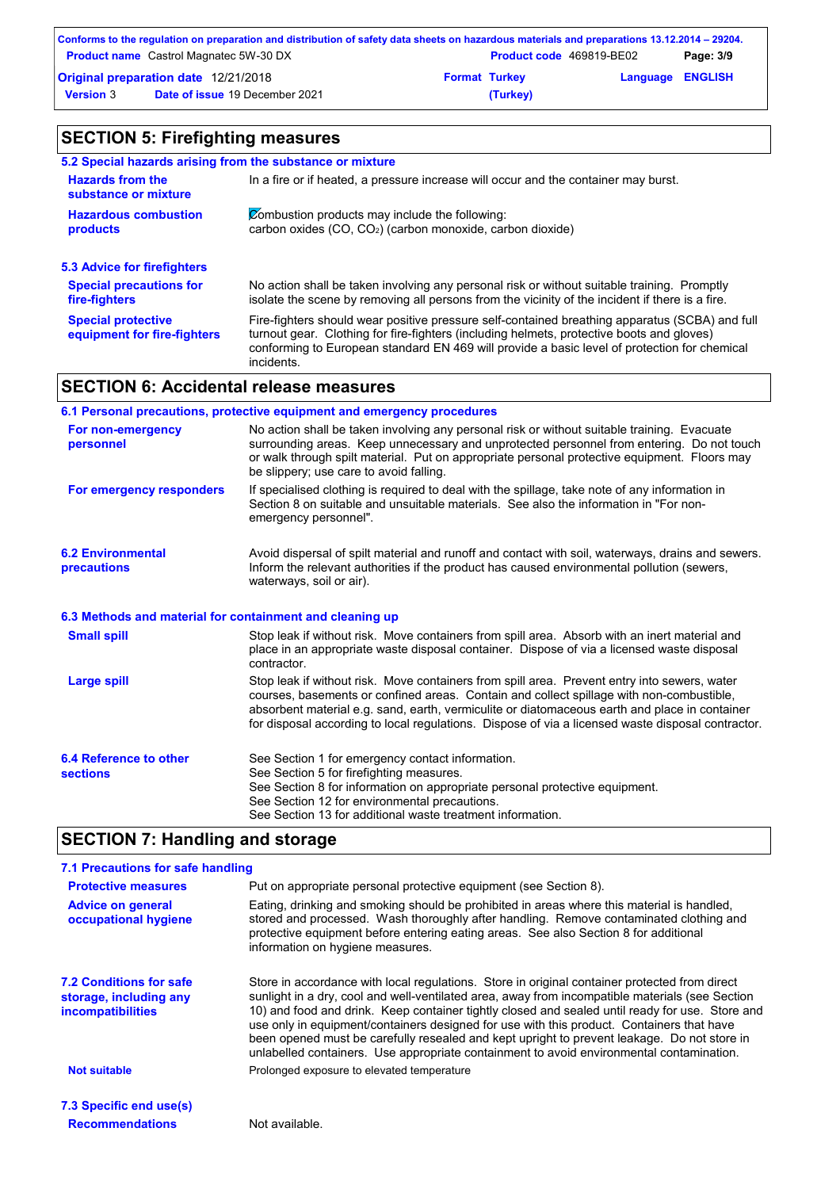## SECTION 5: Firefighting measures

### 5.2 Special hazards arising from the substance or mixture

**Hazards from the substance or mixture**
In a fire or if heated, a pressure increase will occur and the container may burst.

**Hazardous combustion products**
Combustion products may include the following:
carbon oxides (CO, $CO_2$) (carbon monoxide, carbon dioxide)

### 5.3 Advice for firefighters

**Special precautions for fire-fighters**
No action shall be taken involving any personal risk or without suitable training. Promptly isolate the scene by removing all persons from the vicinity of the incident if there is a fire.

**Special protective equipment for fire-fighters**
Fire-fighters should wear positive pressure self-contained breathing apparatus (SCBA) and full turnout gear. Clothing for fire-fighters (including helmets, protective boots and gloves) conforming to European standard EN 469 will provide a basic level of protection for chemical incidents.

## SECTION 6: Accidental release measures

### 6.1 Personal precautions, protective equipment and emergency procedures

**For non-emergency personnel**
No action shall be taken involving any personal risk or without suitable training. Evacuate surrounding areas. Keep unnecessary and unprotected personnel from entering. Do not touch or walk through spilt material. Put on appropriate personal protective equipment. Floors may be slippery; use care to avoid falling.

**For emergency responders**
If specialised clothing is required to deal with the spillage, take note of any information in Section 8 on suitable and unsuitable materials. See also the information in "For non-emergency personnel".

### 6.2 Environmental precautions

Avoid dispersal of spilt material and runoff and contact with soil, waterways, drains and sewers. Inform the relevant authorities if the product has caused environmental pollution (sewers, waterways, soil or air).

### 6.3 Methods and material for containment and cleaning up

**Small spill**
Stop leak if without risk. Move containers from spill area. Absorb with an inert material and place in an appropriate waste disposal container. Dispose of via a licensed waste disposal contractor.

**Large spill**
Stop leak if without risk. Move containers from spill area. Prevent entry into sewers, water courses, basements or confined areas. Contain and collect spillage with non-combustible, absorbent material e.g. sand, earth, vermiculite or diatomaceous earth and place in container for disposal according to local regulations. Dispose of via a licensed waste disposal contractor.

### 6.4 Reference to other sections

See Section 1 for emergency contact information.
See Section 5 for firefighting measures.
See Section 8 for information on appropriate personal protective equipment.
See Section 12 for environmental precautions.
See Section 13 for additional waste treatment information.

## SECTION 7: Handling and storage

### 7.1 Precautions for safe handling

**Protective measures**
Put on appropriate personal protective equipment (see Section 8).

**Advice on general occupational hygiene**
Eating, drinking and smoking should be prohibited in areas where this material is handled, stored and processed. Wash thoroughly after handling. Remove contaminated clothing and protective equipment before entering eating areas. See also Section 8 for additional information on hygiene measures.

### 7.2 Conditions for safe storage, including any incompatibilities

Store in accordance with local regulations. Store in original container protected from direct sunlight in a dry, cool and well-ventilated area, away from incompatible materials (see Section 10) and food and drink. Keep container tightly closed and sealed until ready for use. Store and use only in equipment/containers designed for use with this product. Containers that have been opened must be carefully resealed and kept upright to prevent leakage. Do not store in unlabelled containers. Use appropriate containment to avoid environmental contamination.

**Not suitable**
Prolonged exposure to elevated temperature

### 7.3 Specific end use(s)

**Recommendations**
Not available.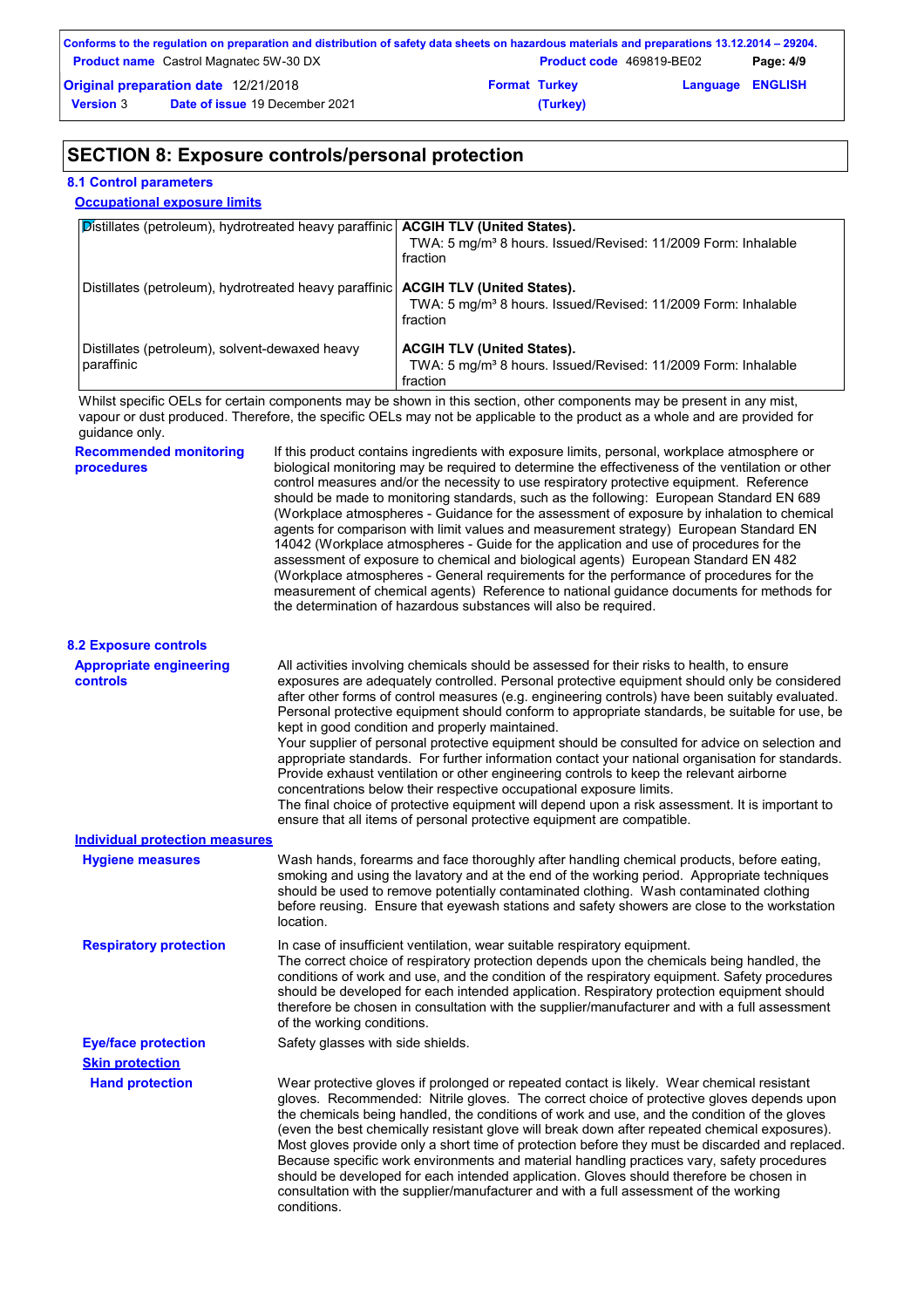## SECTION 8: Exposure controls/personal protection

### 8.1 Control parameters

**Occupational exposure limits**

| | |
|---|---|
| Distillates (petroleum), hydrotreated heavy paraffinic | **ACGIH TLV (United States).** TWA: 5 mg/m³ 8 hours. Issued/Revised: 11/2009 Form: Inhalable fraction |
| Distillates (petroleum), hydrotreated heavy paraffinic | **ACGIH TLV (United States).** TWA: 5 mg/m³ 8 hours. Issued/Revised: 11/2009 Form: Inhalable fraction |
| Distillates (petroleum), solvent-dewaxed heavy paraffinic | **ACGIH TLV (United States).** TWA: 5 mg/m³ 8 hours. Issued/Revised: 11/2009 Form: Inhalable fraction |

Whilst specific OELs for certain components may be shown in this section, other components may be present in any mist, vapour or dust produced. Therefore, the specific OELs may not be applicable to the product as a whole and are provided for guidance only.

**Recommended monitoring procedures**

If this product contains ingredients with exposure limits, personal, workplace atmosphere or biological monitoring may be required to determine the effectiveness of the ventilation or other control measures and/or the necessity to use respiratory protective equipment. Reference should be made to monitoring standards, such as the following: European Standard EN 689 (Workplace atmospheres - Guidance for the assessment of exposure by inhalation to chemical agents for comparison with limit values and measurement strategy) European Standard EN 14042 (Workplace atmospheres - Guide for the application and use of procedures for the assessment of exposure to chemical and biological agents) European Standard EN 482 (Workplace atmospheres - General requirements for the performance of procedures for the measurement of chemical agents) Reference to national guidance documents for methods for the determination of hazardous substances will also be required.

### 8.2 Exposure controls

**Appropriate engineering controls**

All activities involving chemicals should be assessed for their risks to health, to ensure exposures are adequately controlled. Personal protective equipment should only be considered after other forms of control measures (e.g. engineering controls) have been suitably evaluated. Personal protective equipment should conform to appropriate standards, be suitable for use, be kept in good condition and properly maintained.
Your supplier of personal protective equipment should be consulted for advice on selection and appropriate standards. For further information contact your national organisation for standards.
Provide exhaust ventilation or other engineering controls to keep the relevant airborne concentrations below their respective occupational exposure limits.
The final choice of protective equipment will depend upon a risk assessment. It is important to ensure that all items of personal protective equipment are compatible.

**Individual protection measures**

**Hygiene measures**

Wash hands, forearms and face thoroughly after handling chemical products, before eating, smoking and using the lavatory and at the end of the working period. Appropriate techniques should be used to remove potentially contaminated clothing. Wash contaminated clothing before reusing. Ensure that eyewash stations and safety showers are close to the workstation location.

**Respiratory protection**

In case of insufficient ventilation, wear suitable respiratory equipment.
The correct choice of respiratory protection depends upon the chemicals being handled, the conditions of work and use, and the condition of the respiratory equipment. Safety procedures should be developed for each intended application. Respiratory protection equipment should therefore be chosen in consultation with the supplier/manufacturer and with a full assessment of the working conditions.

**Eye/face protection**

Safety glasses with side shields.

**Skin protection**

**Hand protection**

Wear protective gloves if prolonged or repeated contact is likely. Wear chemical resistant gloves. Recommended: Nitrile gloves. The correct choice of protective gloves depends upon the chemicals being handled, the conditions of work and use, and the condition of the gloves (even the best chemically resistant glove will break down after repeated chemical exposures). Most gloves provide only a short time of protection before they must be discarded and replaced. Because specific work environments and material handling practices vary, safety procedures should be developed for each intended application. Gloves should therefore be chosen in consultation with the supplier/manufacturer and with a full assessment of the working conditions.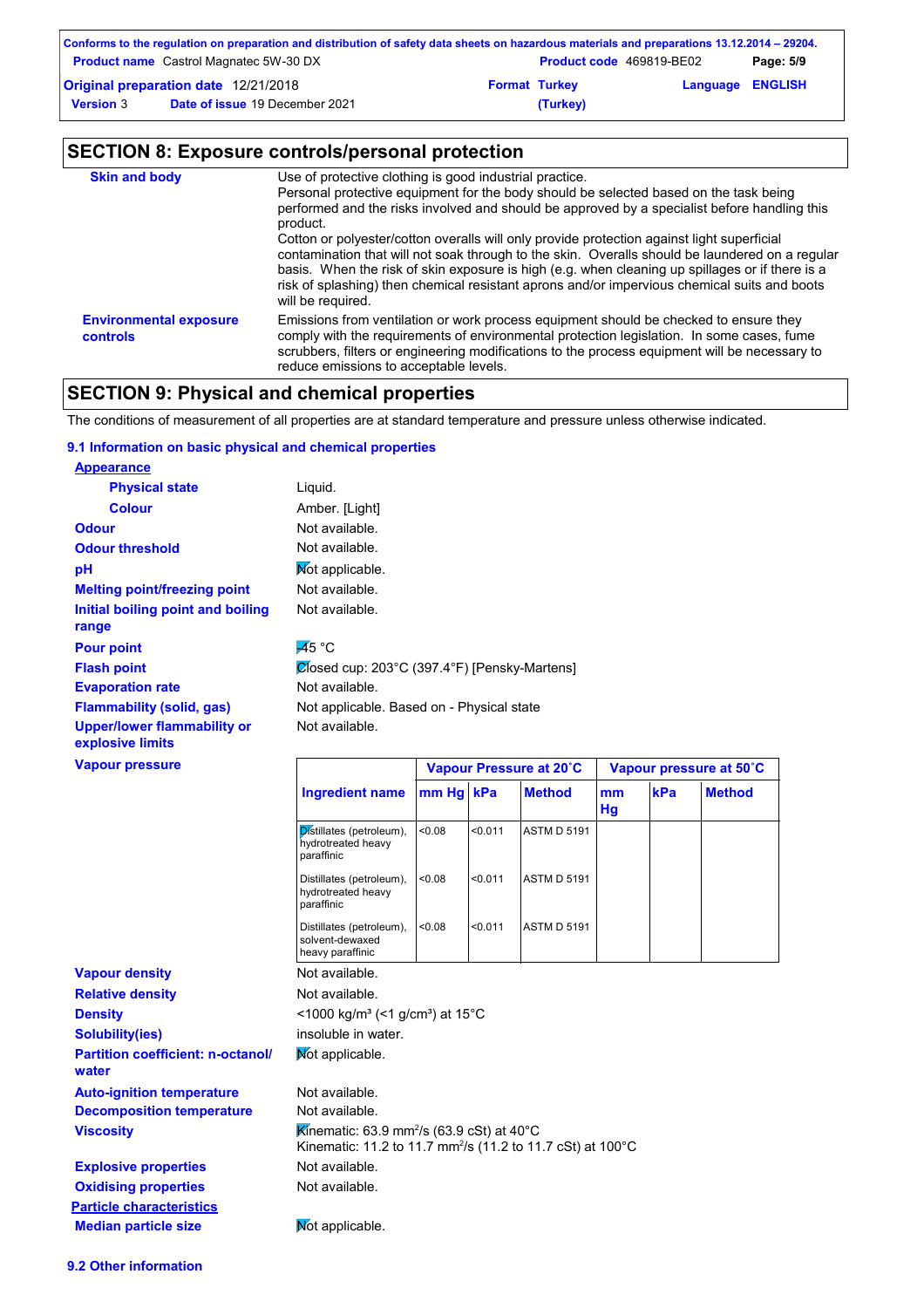## SECTION 8: Exposure controls/personal protection

| | |
|---|---|
| **Skin and body** | Use of protective clothing is good industrial practice. Personal protective equipment for the body should be selected based on the task being performed and the risks involved and should be approved by a specialist before handling this product. Cotton or polyester/cotton overalls will only provide protection against light superficial contamination that will not soak through to the skin. Overalls should be laundered on a regular basis. When the risk of skin exposure is high (e.g. when cleaning up spillages or if there is a risk of splashing) then chemical resistant aprons and/or impervious chemical suits and boots will be required. |
| **Environmental exposure controls** | Emissions from ventilation or work process equipment should be checked to ensure they comply with the requirements of environmental protection legislation. In some cases, fume scrubbers, filters or engineering modifications to the process equipment will be necessary to reduce emissions to acceptable levels. |

## SECTION 9: Physical and chemical properties

The conditions of measurement of all properties are at standard temperature and pressure unless otherwise indicated.

### 9.1 Information on basic physical and chemical properties

**Appearance**

| | |
|---|---|
| **Physical state** | Liquid. |
| **Colour** | Amber. [Light] |
| **Odour** | Not available. |
| **Odour threshold** | Not available. |
| **pH** | Not applicable. |
| **Melting point/freezing point** | Not available. |
| **Initial boiling point and boiling range** | Not available. |
| **Pour point** | -45 °C |
| **Flash point** | Closed cup: 203°C (397.4°F) [Pensky-Martens] |
| **Evaporation rate** | Not available. |
| **Flammability (solid, gas)** | Not applicable. Based on - Physical state |
| **Upper/lower flammability or explosive limits** | Not available. |

**Vapour pressure**

| Ingredient name | Vapour Pressure at 20˚C | | | Vapour pressure at 50˚C | | |
|---|---|---|---|---|---|---|
| | mm Hg | kPa | Method | mm Hg | kPa | Method |
| Distillates (petroleum), hydrotreated heavy paraffinic | <0.08 | <0.011 | ASTM D 5191 | | | |
| Distillates (petroleum), hydrotreated heavy paraffinic | <0.08 | <0.011 | ASTM D 5191 | | | |
| Distillates (petroleum), solvent-dewaxed heavy paraffinic | <0.08 | <0.011 | ASTM D 5191 | | | |

| | |
|---|---|
| **Vapour density** | Not available. |
| **Relative density** | Not available. |
| **Density** | <1000 kg/m³ (<1 g/cm³) at 15°C |
| **Solubility(ies)** | insoluble in water. |
| **Partition coefficient: n-octanol/water** | Not applicable. |
| **Auto-ignition temperature** | Not available. |
| **Decomposition temperature** | Not available. |
| **Viscosity** | Kinematic: 63.9 mm²/s (63.9 cSt) at 40°C<br>Kinematic: 11.2 to 11.7 mm²/s (11.2 to 11.7 cSt) at 100°C |
| **Explosive properties** | Not available. |
| **Oxidising properties** | Not available. |

**Particle characteristics**

| | |
|---|---|
| **Median particle size** | Not applicable. |

### 9.2 Other information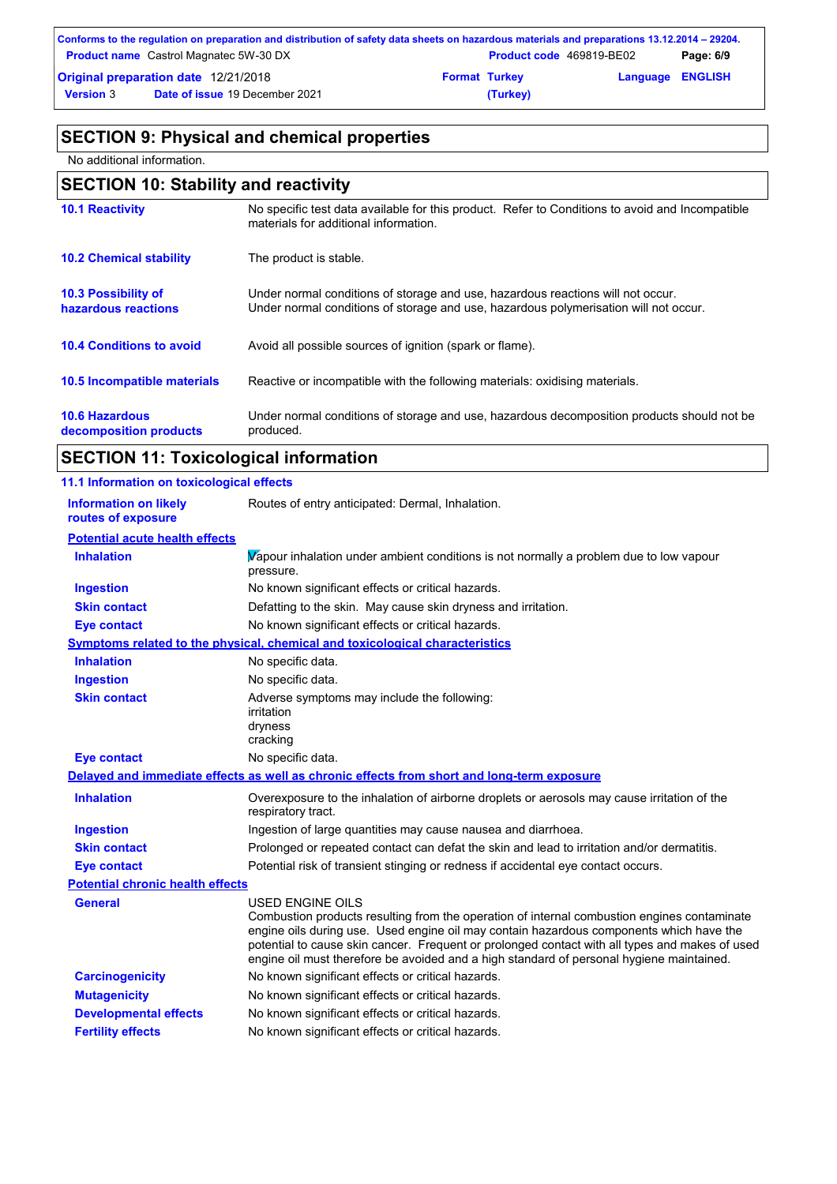## SECTION 9: Physical and chemical properties

No additional information.

## SECTION 10: Stability and reactivity

| | |
|---|---|
| **10.1 Reactivity** | No specific test data available for this product. Refer to Conditions to avoid and Incompatible materials for additional information. |
| **10.2 Chemical stability** | The product is stable. |
| **10.3 Possibility of hazardous reactions** | Under normal conditions of storage and use, hazardous reactions will not occur. Under normal conditions of storage and use, hazardous polymerisation will not occur. |
| **10.4 Conditions to avoid** | Avoid all possible sources of ignition (spark or flame). |
| **10.5 Incompatible materials** | Reactive or incompatible with the following materials: oxidising materials. |
| **10.6 Hazardous decomposition products** | Under normal conditions of storage and use, hazardous decomposition products should not be produced. |

## SECTION 11: Toxicological information

### 11.1 Information on toxicological effects

| | |
|---|---|
| **Information on likely routes of exposure** | Routes of entry anticipated: Dermal, Inhalation. |

**Potential acute health effects**

| | |
|---|---|
| **Inhalation** | Vapour inhalation under ambient conditions is not normally a problem due to low vapour pressure. |
| **Ingestion** | No known significant effects or critical hazards. |
| **Skin contact** | Defatting to the skin. May cause skin dryness and irritation. |
| **Eye contact** | No known significant effects or critical hazards. |

**Symptoms related to the physical, chemical and toxicological characteristics**

| | |
|---|---|
| **Inhalation** | No specific data. |
| **Ingestion** | No specific data. |
| **Skin contact** | Adverse symptoms may include the following:<br>irritation<br>dryness<br>cracking |
| **Eye contact** | No specific data. |

**Delayed and immediate effects as well as chronic effects from short and long-term exposure**

| | |
|---|---|
| **Inhalation** | Overexposure to the inhalation of airborne droplets or aerosols may cause irritation of the respiratory tract. |
| **Ingestion** | Ingestion of large quantities may cause nausea and diarrhoea. |
| **Skin contact** | Prolonged or repeated contact can defat the skin and lead to irritation and/or dermatitis. |
| **Eye contact** | Potential risk of transient stinging or redness if accidental eye contact occurs. |

**Potential chronic health effects**

| | |
|---|---|
| **General** | USED ENGINE OILS<br>Combustion products resulting from the operation of internal combustion engines contaminate engine oils during use. Used engine oil may contain hazardous components which have the potential to cause skin cancer. Frequent or prolonged contact with all types and makes of used engine oil must therefore be avoided and a high standard of personal hygiene maintained. |
| **Carcinogenicity** | No known significant effects or critical hazards. |
| **Mutagenicity** | No known significant effects or critical hazards. |
| **Developmental effects** | No known significant effects or critical hazards. |
| **Fertility effects** | No known significant effects or critical hazards. |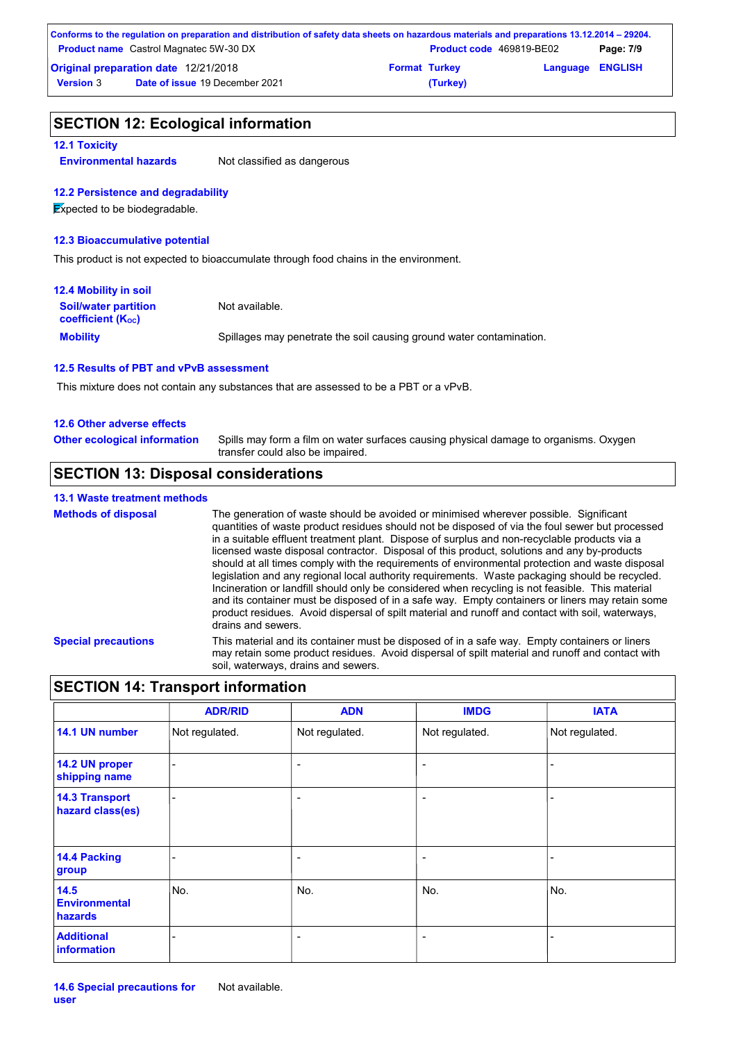## SECTION 12: Ecological information

### 12.1 Toxicity

**Environmental hazards** Not classified as dangerous

### 12.2 Persistence and degradability

Expected to be biodegradable.

### 12.3 Bioaccumulative potential

This product is not expected to bioaccumulate through food chains in the environment.

### 12.4 Mobility in soil

**Soil/water partition coefficient ($K_{OC}$)** Not available.

**Mobility** Spillages may penetrate the soil causing ground water contamination.

### 12.5 Results of PBT and vPvB assessment

This mixture does not contain any substances that are assessed to be a PBT or a vPvB.

### 12.6 Other adverse effects

**Other ecological information** Spills may form a film on water surfaces causing physical damage to organisms. Oxygen transfer could also be impaired.

## SECTION 13: Disposal considerations

### 13.1 Waste treatment methods

**Methods of disposal** The generation of waste should be avoided or minimised wherever possible. Significant quantities of waste product residues should not be disposed of via the foul sewer but processed in a suitable effluent treatment plant. Dispose of surplus and non-recyclable products via a licensed waste disposal contractor. Disposal of this product, solutions and any by-products should at all times comply with the requirements of environmental protection and waste disposal legislation and any regional local authority requirements. Waste packaging should be recycled. Incineration or landfill should only be considered when recycling is not feasible. This material and its container must be disposed of in a safe way. Empty containers or liners may retain some product residues. Avoid dispersal of spilt material and runoff and contact with soil, waterways, drains and sewers.

**Special precautions** This material and its container must be disposed of in a safe way. Empty containers or liners may retain some product residues. Avoid dispersal of spilt material and runoff and contact with soil, waterways, drains and sewers.

## SECTION 14: Transport information

| | ADR/RID | ADN | IMDG | IATA |
|---|---|---|---|---|
| 14.1 UN number | Not regulated. | Not regulated. | Not regulated. | Not regulated. |
| 14.2 UN proper shipping name | - | - | - | - |
| 14.3 Transport hazard class(es) | - | - | - | - |
| 14.4 Packing group | - | - | - | - |
| 14.5 Environmental hazards | No. | No. | No. | No. |
| Additional information | - | - | - | - |

**14.6 Special precautions for user** Not available.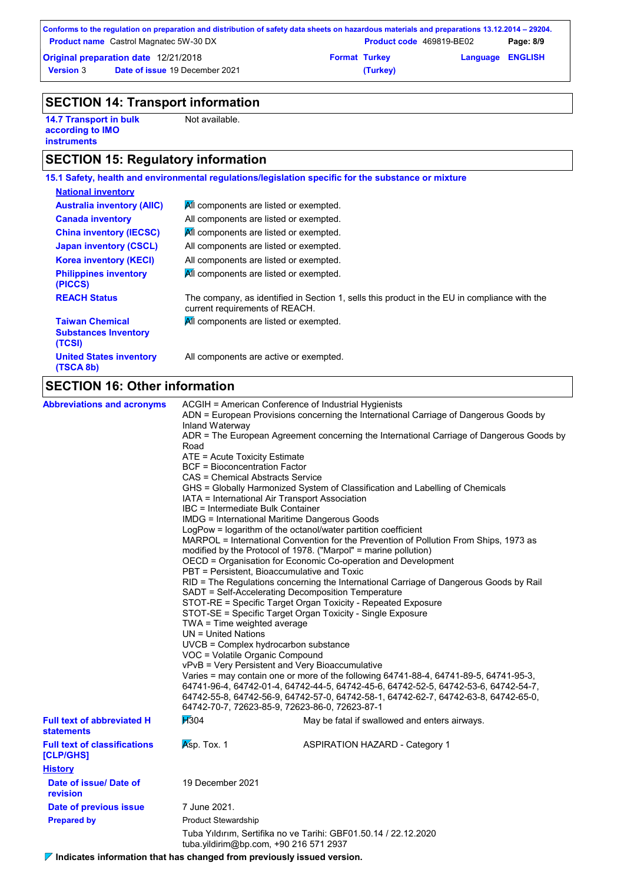## SECTION 14: Transport information

| | |
|---|---|
| **14.7 Transport in bulk according to IMO instruments** | Not available. |

## SECTION 15: Regulatory information

### 15.1 Safety, health and environmental regulations/legislation specific for the substance or mixture

**National inventory**

| | |
|---|---|
| **Australia inventory (AIIC)** | All components are listed or exempted. |
| **Canada inventory** | All components are listed or exempted. |
| **China inventory (IECSC)** | All components are listed or exempted. |
| **Japan inventory (CSCL)** | All components are listed or exempted. |
| **Korea inventory (KECI)** | All components are listed or exempted. |
| **Philippines inventory (PICCS)** | All components are listed or exempted. |
| **REACH Status** | The company, as identified in Section 1, sells this product in the EU in compliance with the current requirements of REACH. |
| **Taiwan Chemical Substances Inventory (TCSI)** | All components are listed or exempted. |
| **United States inventory (TSCA 8b)** | All components are active or exempted. |

## SECTION 16: Other information

**Abbreviations and acronyms**

ACGIH = American Conference of Industrial Hygienists
ADN = European Provisions concerning the International Carriage of Dangerous Goods by Inland Waterway
ADR = The European Agreement concerning the International Carriage of Dangerous Goods by Road
ATE = Acute Toxicity Estimate
BCF = Bioconcentration Factor
CAS = Chemical Abstracts Service
GHS = Globally Harmonized System of Classification and Labelling of Chemicals
IATA = International Air Transport Association
IBC = Intermediate Bulk Container
IMDG = International Maritime Dangerous Goods
LogPow = logarithm of the octanol/water partition coefficient
MARPOL = International Convention for the Prevention of Pollution From Ships, 1973 as modified by the Protocol of 1978. ("Marpol" = marine pollution)
OECD = Organisation for Economic Co-operation and Development
PBT = Persistent, Bioaccumulative and Toxic
RID = The Regulations concerning the International Carriage of Dangerous Goods by Rail
SADT = Self-Accelerating Decomposition Temperature
STOT-RE = Specific Target Organ Toxicity - Repeated Exposure
STOT-SE = Specific Target Organ Toxicity - Single Exposure
TWA = Time weighted average
UN = United Nations
UVCB = Complex hydrocarbon substance
VOC = Volatile Organic Compound
vPvB = Very Persistent and Very Bioaccumulative
Varies = may contain one or more of the following 64741-88-4, 64741-89-5, 64741-95-3, 64741-96-4, 64742-01-4, 64742-44-5, 64742-45-6, 64742-52-5, 64742-53-6, 64742-54-7, 64742-55-8, 64742-56-9, 64742-57-0, 64742-58-1, 64742-62-7, 64742-63-8, 64742-65-0, 64742-70-7, 72623-85-9, 72623-86-0, 72623-87-1

| | | |
|---|---|---|
| **Full text of abbreviated H statements** | H304 | May be fatal if swallowed and enters airways. |
| **Full text of classifications [CLP/GHS]** | Asp. Tox. 1 | ASPIRATION HAZARD - Category 1 |

**History**

| | |
|---|---|
| **Date of issue/ Date of revision** | 19 December 2021 |
| **Date of previous issue** | 7 June 2021. |
| **Prepared by** | Product Stewardship<br>Tuba Yıldırım, Sertifika no ve Tarihi: GBF01.50.14 / 22.12.2020<br>tuba.yildirim@bp.com, +90 216 571 2937 |

**Indicates information that has changed from previously issued version.**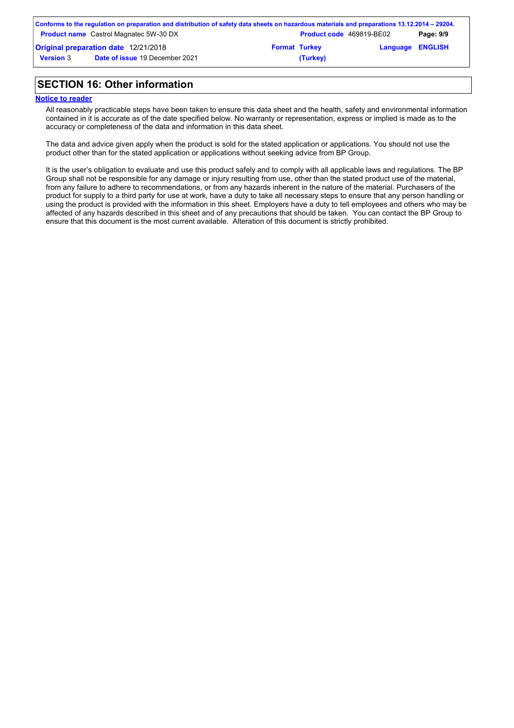## SECTION 16: Other information

**Notice to reader**

All reasonably practicable steps have been taken to ensure this data sheet and the health, safety and environmental information contained in it is accurate as of the date specified below. No warranty or representation, express or implied is made as to the accuracy or completeness of the data and information in this data sheet.

The data and advice given apply when the product is sold for the stated application or applications. You should not use the product other than for the stated application or applications without seeking advice from BP Group.

It is the user's obligation to evaluate and use this product safely and to comply with all applicable laws and regulations. The BP Group shall not be responsible for any damage or injury resulting from use, other than the stated product use of the material, from any failure to adhere to recommendations, or from any hazards inherent in the nature of the material. Purchasers of the product for supply to a third party for use at work, have a duty to take all necessary steps to ensure that any person handling or using the product is provided with the information in this sheet. Employers have a duty to tell employees and others who may be affected of any hazards described in this sheet and of any precautions that should be taken. You can contact the BP Group to ensure that this document is the most current available. Alteration of this document is strictly prohibited.